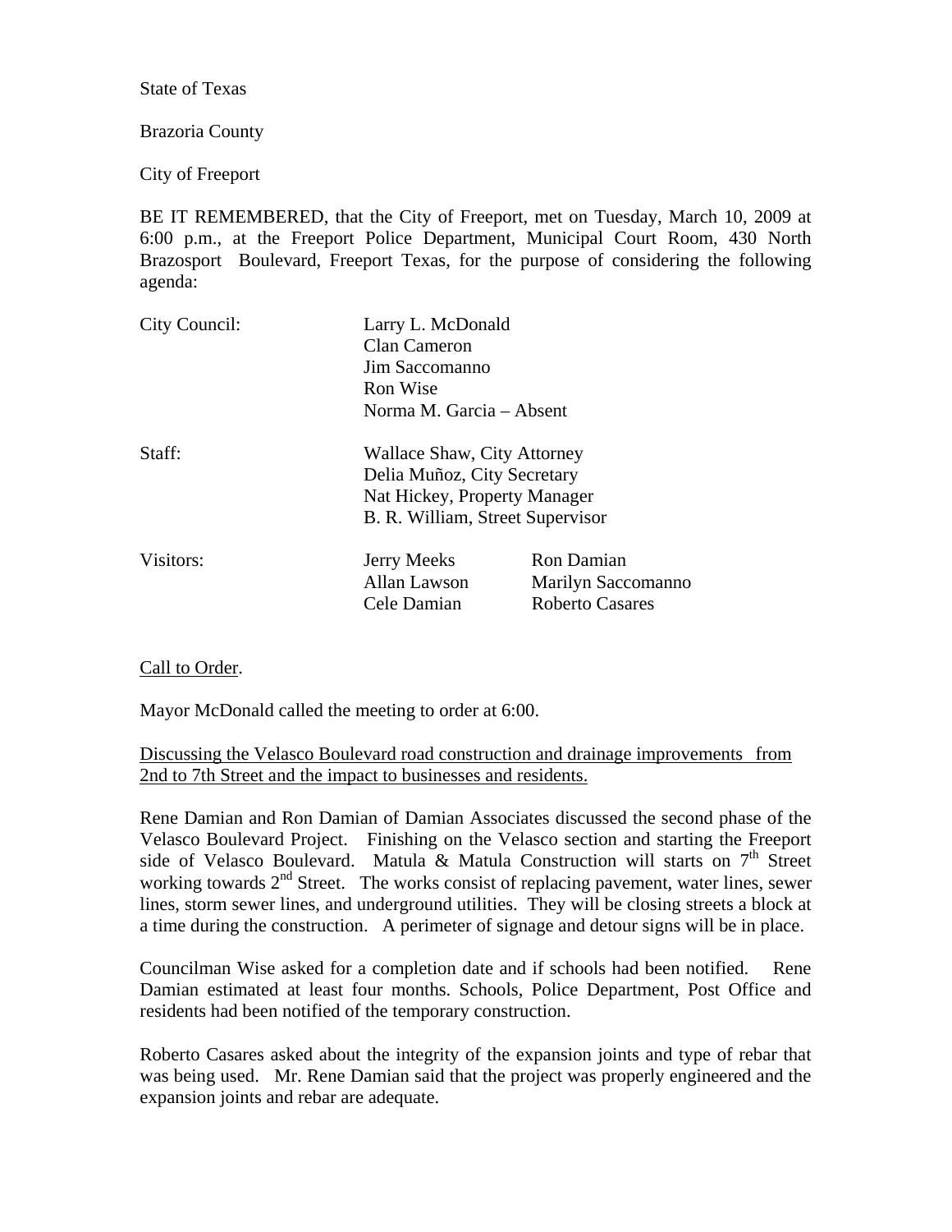State of Texas

Brazoria County

City of Freeport

BE IT REMEMBERED, that the City of Freeport, met on Tuesday, March 10, 2009 at 6:00 p.m., at the Freeport Police Department, Municipal Court Room, 430 North Brazosport Boulevard, Freeport Texas, for the purpose of considering the following agenda:

| | | |
|---|---|---|
| City Council: | Larry L. McDonald<br>Clan Cameron<br>Jim Saccomanno<br>Ron Wise<br>Norma M. Garcia – Absent | |
| Staff: | Wallace Shaw, City Attorney<br>Delia Muñoz, City Secretary<br>Nat Hickey, Property Manager<br>B. R. William, Street Supervisor | |
| Visitors: | Jerry Meeks<br>Allan Lawson<br>Cele Damian | Ron Damian<br>Marilyn Saccomanno<br>Roberto Casares |

Call to Order.

Mayor McDonald called the meeting to order at 6:00.

Discussing the Velasco Boulevard road construction and drainage improvements from 2nd to 7th Street and the impact to businesses and residents.

Rene Damian and Ron Damian of Damian Associates discussed the second phase of the Velasco Boulevard Project. Finishing on the Velasco section and starting the Freeport side of Velasco Boulevard. Matula & Matula Construction will starts on 7th Street working towards 2nd Street. The works consist of replacing pavement, water lines, sewer lines, storm sewer lines, and underground utilities. They will be closing streets a block at a time during the construction. A perimeter of signage and detour signs will be in place.

Councilman Wise asked for a completion date and if schools had been notified. Rene Damian estimated at least four months. Schools, Police Department, Post Office and residents had been notified of the temporary construction.

Roberto Casares asked about the integrity of the expansion joints and type of rebar that was being used. Mr. Rene Damian said that the project was properly engineered and the expansion joints and rebar are adequate.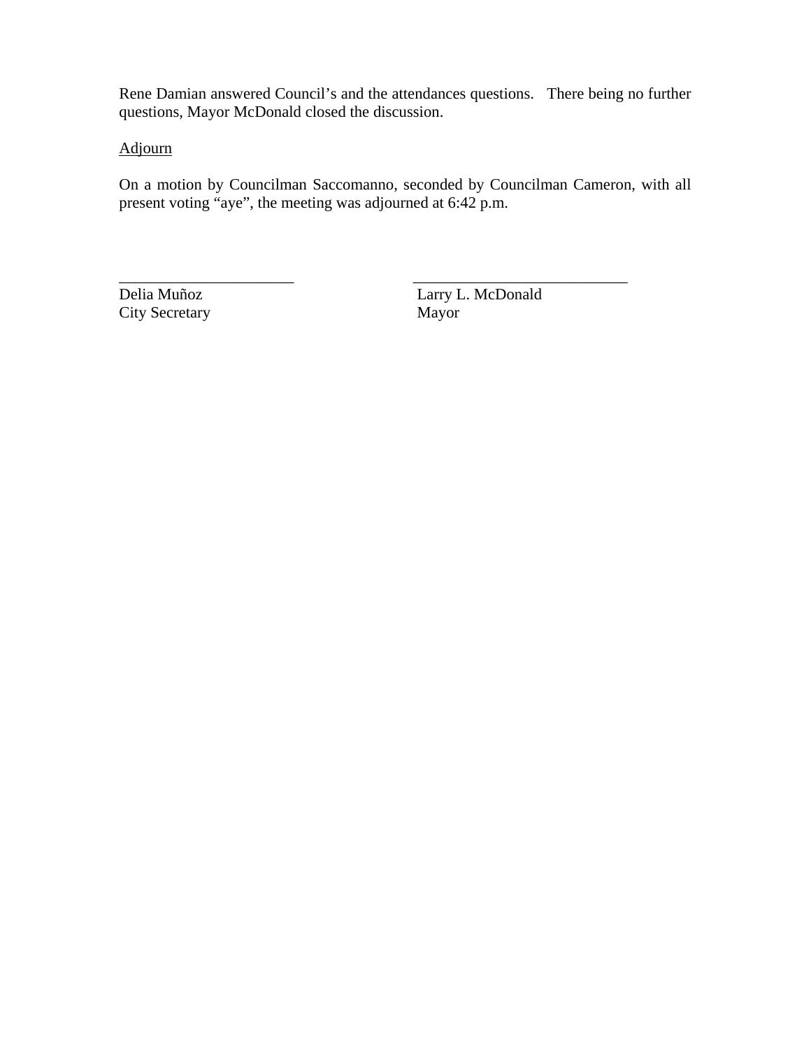Rene Damian answered Council's and the attendances questions. There being no further questions, Mayor McDonald closed the discussion.

<u>Adjourn</u>

On a motion by Councilman Saccomanno, seconded by Councilman Cameron, with all present voting "aye", the meeting was adjourned at 6:42 p.m.

| | |
|---|---|
| ______________________ | ___________________________ |
| Delia Muñoz | Larry L. McDonald |
| City Secretary | Mayor |